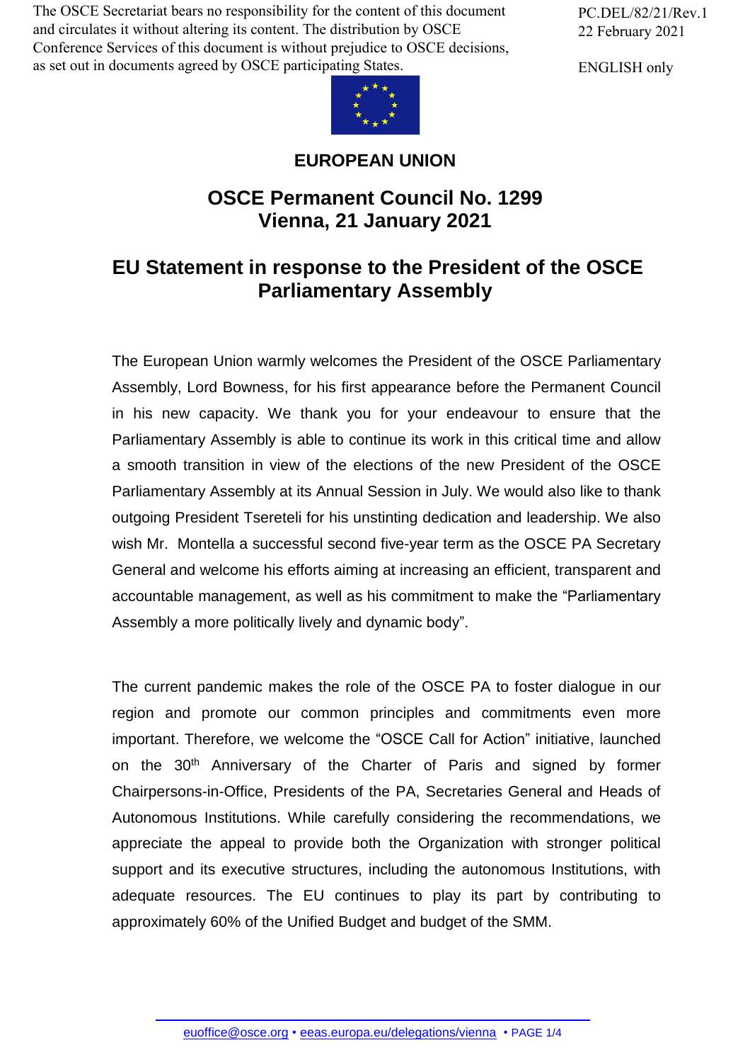The OSCE Secretariat bears no responsibility for the content of this document and circulates it without altering its content. The distribution by OSCE Conference Services of this document is without prejudice to OSCE decisions, as set out in documents agreed by OSCE participating States.

PC.DEL/82/21/Rev.1
22 February 2021

ENGLISH only

# EUROPEAN UNION

## OSCE Permanent Council No. 1299
## Vienna, 21 January 2021

## EU Statement in response to the President of the OSCE Parliamentary Assembly

The European Union warmly welcomes the President of the OSCE Parliamentary Assembly, Lord Bowness, for his first appearance before the Permanent Council in his new capacity. We thank you for your endeavour to ensure that the Parliamentary Assembly is able to continue its work in this critical time and allow a smooth transition in view of the elections of the new President of the OSCE Parliamentary Assembly at its Annual Session in July. We would also like to thank outgoing President Tsereteli for his unstinting dedication and leadership. We also wish Mr. Montella a successful second five-year term as the OSCE PA Secretary General and welcome his efforts aiming at increasing an efficient, transparent and accountable management, as well as his commitment to make the "Parliamentary Assembly a more politically lively and dynamic body".

The current pandemic makes the role of the OSCE PA to foster dialogue in our region and promote our common principles and commitments even more important. Therefore, we welcome the "OSCE Call for Action" initiative, launched on the 30th Anniversary of the Charter of Paris and signed by former Chairpersons-in-Office, Presidents of the PA, Secretaries General and Heads of Autonomous Institutions. While carefully considering the recommendations, we appreciate the appeal to provide both the Organization with stronger political support and its executive structures, including the autonomous Institutions, with adequate resources. The EU continues to play its part by contributing to approximately 60% of the Unified Budget and budget of the SMM.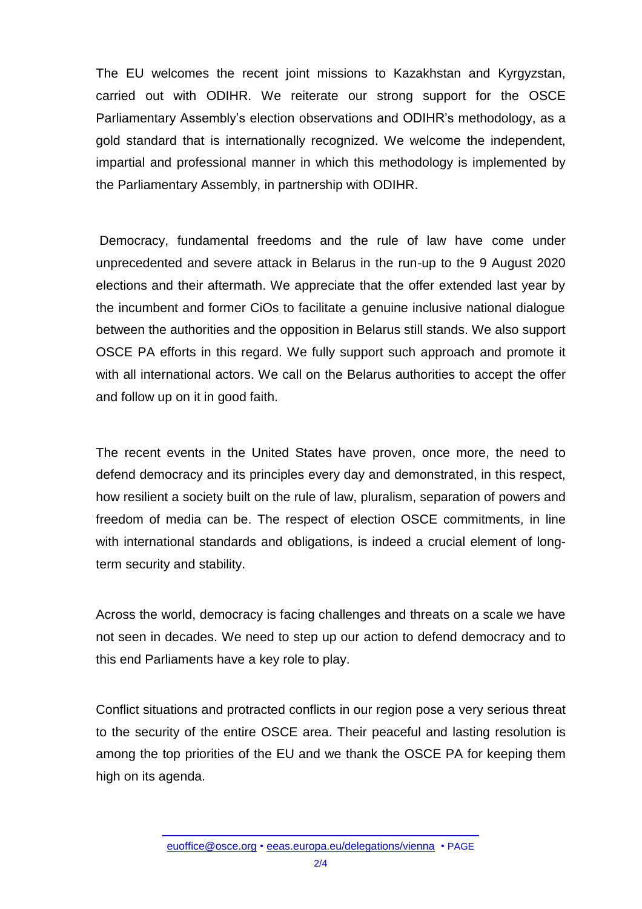The EU welcomes the recent joint missions to Kazakhstan and Kyrgyzstan, carried out with ODIHR. We reiterate our strong support for the OSCE Parliamentary Assembly's election observations and ODIHR's methodology, as a gold standard that is internationally recognized. We welcome the independent, impartial and professional manner in which this methodology is implemented by the Parliamentary Assembly, in partnership with ODIHR.

Democracy, fundamental freedoms and the rule of law have come under unprecedented and severe attack in Belarus in the run-up to the 9 August 2020 elections and their aftermath. We appreciate that the offer extended last year by the incumbent and former CiOs to facilitate a genuine inclusive national dialogue between the authorities and the opposition in Belarus still stands. We also support OSCE PA efforts in this regard. We fully support such approach and promote it with all international actors. We call on the Belarus authorities to accept the offer and follow up on it in good faith.

The recent events in the United States have proven, once more, the need to defend democracy and its principles every day and demonstrated, in this respect, how resilient a society built on the rule of law, pluralism, separation of powers and freedom of media can be. The respect of election OSCE commitments, in line with international standards and obligations, is indeed a crucial element of long-term security and stability.

Across the world, democracy is facing challenges and threats on a scale we have not seen in decades. We need to step up our action to defend democracy and to this end Parliaments have a key role to play.

Conflict situations and protracted conflicts in our region pose a very serious threat to the security of the entire OSCE area. Their peaceful and lasting resolution is among the top priorities of the EU and we thank the OSCE PA for keeping them high on its agenda.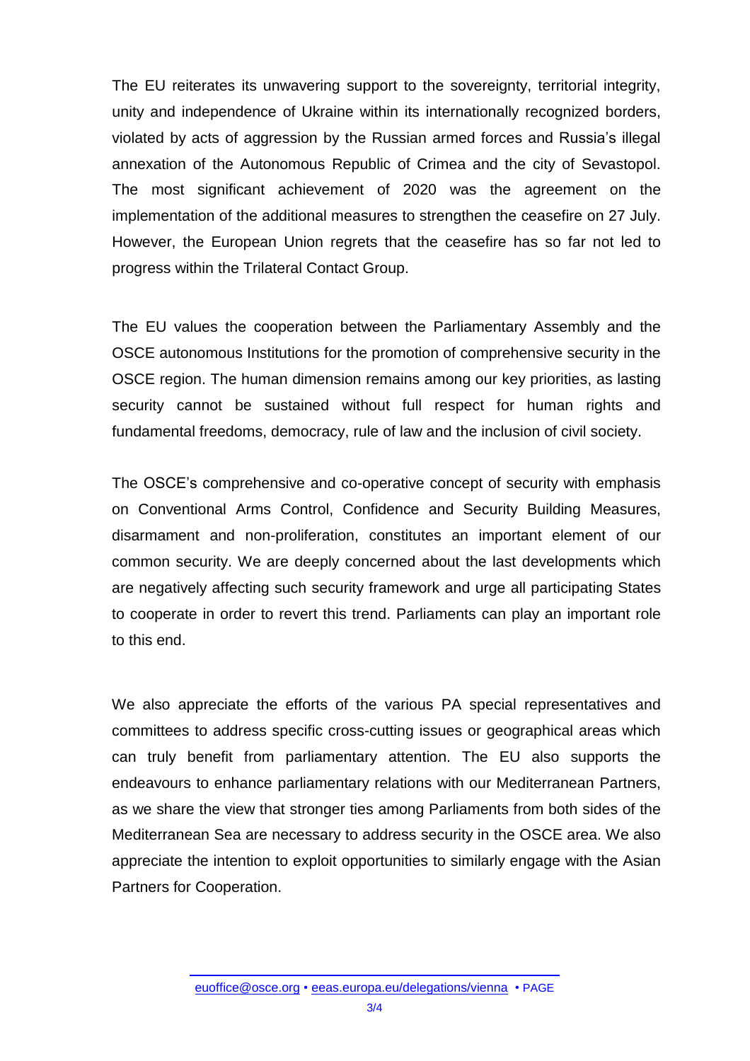The EU reiterates its unwavering support to the sovereignty, territorial integrity, unity and independence of Ukraine within its internationally recognized borders, violated by acts of aggression by the Russian armed forces and Russia's illegal annexation of the Autonomous Republic of Crimea and the city of Sevastopol. The most significant achievement of 2020 was the agreement on the implementation of the additional measures to strengthen the ceasefire on 27 July. However, the European Union regrets that the ceasefire has so far not led to progress within the Trilateral Contact Group.

The EU values the cooperation between the Parliamentary Assembly and the OSCE autonomous Institutions for the promotion of comprehensive security in the OSCE region. The human dimension remains among our key priorities, as lasting security cannot be sustained without full respect for human rights and fundamental freedoms, democracy, rule of law and the inclusion of civil society.

The OSCE's comprehensive and co-operative concept of security with emphasis on Conventional Arms Control, Confidence and Security Building Measures, disarmament and non-proliferation, constitutes an important element of our common security. We are deeply concerned about the last developments which are negatively affecting such security framework and urge all participating States to cooperate in order to revert this trend. Parliaments can play an important role to this end.

We also appreciate the efforts of the various PA special representatives and committees to address specific cross-cutting issues or geographical areas which can truly benefit from parliamentary attention. The EU also supports the endeavours to enhance parliamentary relations with our Mediterranean Partners, as we share the view that stronger ties among Parliaments from both sides of the Mediterranean Sea are necessary to address security in the OSCE area. We also appreciate the intention to exploit opportunities to similarly engage with the Asian Partners for Cooperation.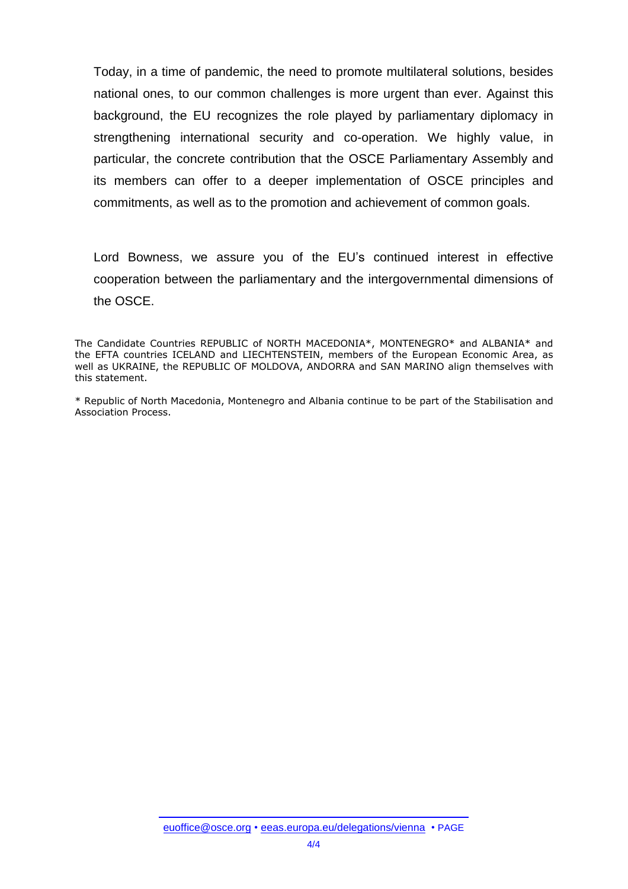Today, in a time of pandemic, the need to promote multilateral solutions, besides national ones, to our common challenges is more urgent than ever. Against this background, the EU recognizes the role played by parliamentary diplomacy in strengthening international security and co-operation. We highly value, in particular, the concrete contribution that the OSCE Parliamentary Assembly and its members can offer to a deeper implementation of OSCE principles and commitments, as well as to the promotion and achievement of common goals.

Lord Bowness, we assure you of the EU's continued interest in effective cooperation between the parliamentary and the intergovernmental dimensions of the OSCE.

The Candidate Countries REPUBLIC of NORTH MACEDONIA*, MONTENEGRO* and ALBANIA* and the EFTA countries ICELAND and LIECHTENSTEIN, members of the European Economic Area, as well as UKRAINE, the REPUBLIC OF MOLDOVA, ANDORRA and SAN MARINO align themselves with this statement.

* Republic of North Macedonia, Montenegro and Albania continue to be part of the Stabilisation and Association Process.